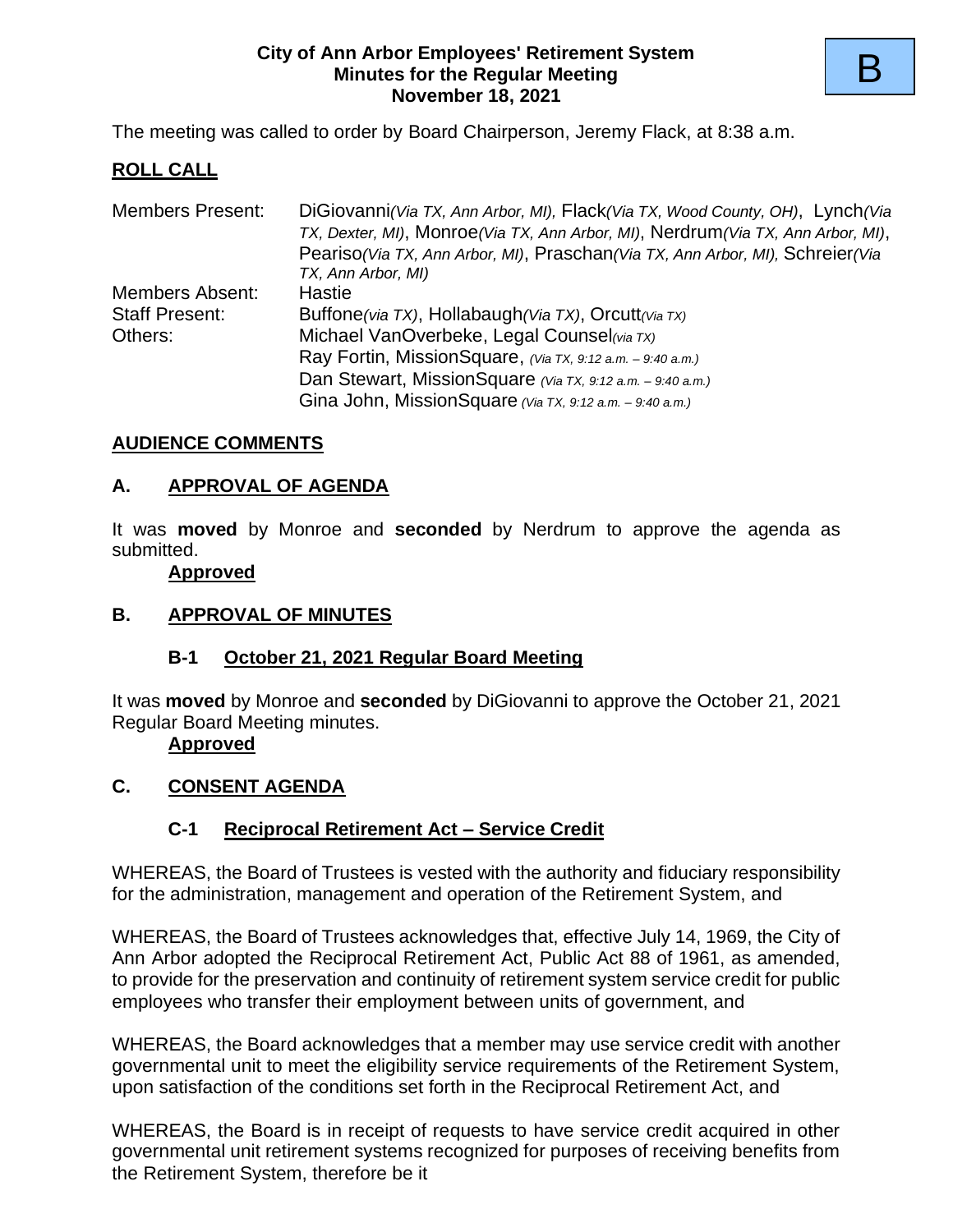# City of Ann Arbor Employees' Retirement System
## Minutes for the Regular Meeting
## November 18, 2021

B

The meeting was called to order by Board Chairperson, Jeremy Flack, at 8:38 a.m.

## ROLL CALL

| | |
|---|---|
| Members Present: | DiGiovanni*(Via TX, Ann Arbor, MI),* Flack*(Via TX, Wood County, OH)*, Lynch*(Via TX, Dexter, MI)*, Monroe*(Via TX, Ann Arbor, MI)*, Nerdrum*(Via TX, Ann Arbor, MI)*, Peariso*(Via TX, Ann Arbor, MI)*, Praschan*(Via TX, Ann Arbor, MI),* Schreier*(Via TX, Ann Arbor, MI)* |
| Members Absent: | Hastie |
| Staff Present: | Buffone*(via TX)*, Hollabaugh*(Via TX)*, Orcutt*(Via TX)* |
| Others: | Michael VanOverbeke, Legal Counsel*(via TX)* |
| | Ray Fortin, MissionSquare, *(Via TX, 9:12 a.m. – 9:40 a.m.)* |
| | Dan Stewart, MissionSquare *(Via TX, 9:12 a.m. – 9:40 a.m.)* |
| | Gina John, MissionSquare *(Via TX, 9:12 a.m. – 9:40 a.m.)* |

## AUDIENCE COMMENTS

## A. APPROVAL OF AGENDA

It was **moved** by Monroe and **seconded** by Nerdrum to approve the agenda as submitted.

**Approved**

## B. APPROVAL OF MINUTES

### B-1 October 21, 2021 Regular Board Meeting

It was **moved** by Monroe and **seconded** by DiGiovanni to approve the October 21, 2021 Regular Board Meeting minutes.

**Approved**

## C. CONSENT AGENDA

### C-1 Reciprocal Retirement Act – Service Credit

WHEREAS, the Board of Trustees is vested with the authority and fiduciary responsibility for the administration, management and operation of the Retirement System, and

WHEREAS, the Board of Trustees acknowledges that, effective July 14, 1969, the City of Ann Arbor adopted the Reciprocal Retirement Act, Public Act 88 of 1961, as amended, to provide for the preservation and continuity of retirement system service credit for public employees who transfer their employment between units of government, and

WHEREAS, the Board acknowledges that a member may use service credit with another governmental unit to meet the eligibility service requirements of the Retirement System, upon satisfaction of the conditions set forth in the Reciprocal Retirement Act, and

WHEREAS, the Board is in receipt of requests to have service credit acquired in other governmental unit retirement systems recognized for purposes of receiving benefits from the Retirement System, therefore be it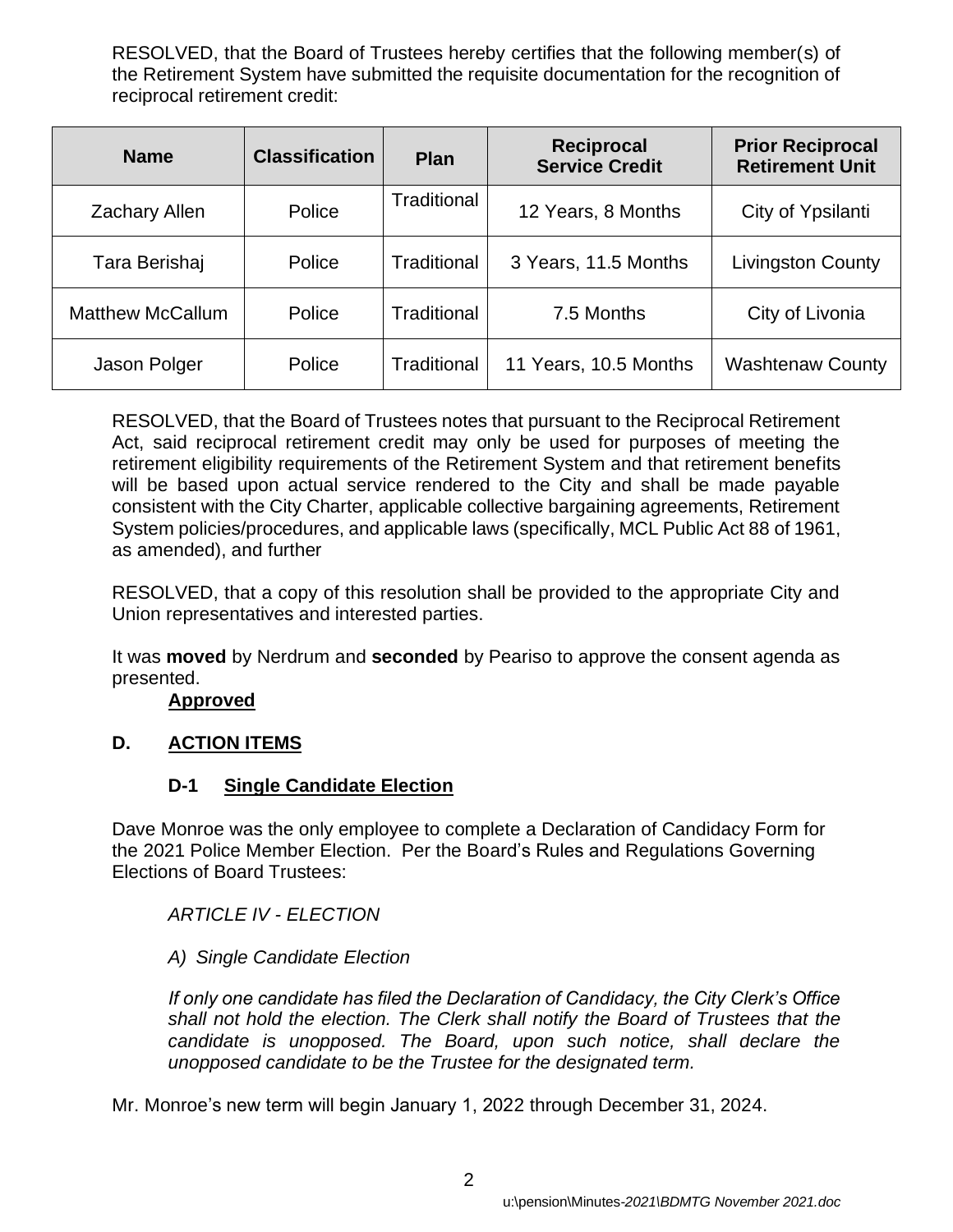RESOLVED, that the Board of Trustees hereby certifies that the following member(s) of the Retirement System have submitted the requisite documentation for the recognition of reciprocal retirement credit:

| Name | Classification | Plan | Reciprocal Service Credit | Prior Reciprocal Retirement Unit |
|---|---|---|---|---|
| Zachary Allen | Police | Traditional | 12 Years, 8 Months | City of Ypsilanti |
| Tara Berishaj | Police | Traditional | 3 Years, 11.5 Months | Livingston County |
| Matthew McCallum | Police | Traditional | 7.5 Months | City of Livonia |
| Jason Polger | Police | Traditional | 11 Years, 10.5 Months | Washtenaw County |

RESOLVED, that the Board of Trustees notes that pursuant to the Reciprocal Retirement Act, said reciprocal retirement credit may only be used for purposes of meeting the retirement eligibility requirements of the Retirement System and that retirement benefits will be based upon actual service rendered to the City and shall be made payable consistent with the City Charter, applicable collective bargaining agreements, Retirement System policies/procedures, and applicable laws (specifically, MCL Public Act 88 of 1961, as amended), and further

RESOLVED, that a copy of this resolution shall be provided to the appropriate City and Union representatives and interested parties.

It was **moved** by Nerdrum and **seconded** by Peariso to approve the consent agenda as presented.

**Approved**

## D. ACTION ITEMS

### D-1 Single Candidate Election

Dave Monroe was the only employee to complete a Declaration of Candidacy Form for the 2021 Police Member Election. Per the Board's Rules and Regulations Governing Elections of Board Trustees:

*ARTICLE IV - ELECTION*

*A) Single Candidate Election*

*If only one candidate has filed the Declaration of Candidacy, the City Clerk's Office shall not hold the election. The Clerk shall notify the Board of Trustees that the candidate is unopposed. The Board, upon such notice, shall declare the unopposed candidate to be the Trustee for the designated term.*

Mr. Monroe's new term will begin January 1, 2022 through December 31, 2024.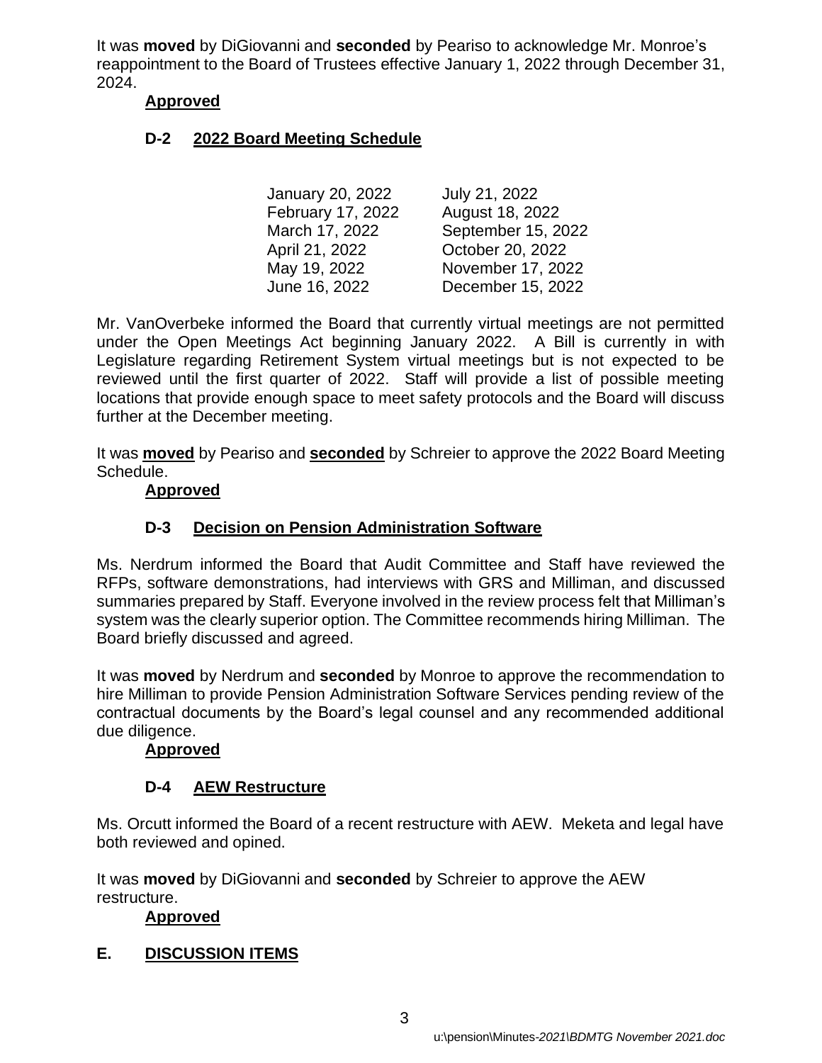It was **moved** by DiGiovanni and **seconded** by Peariso to acknowledge Mr. Monroe's reappointment to the Board of Trustees effective January 1, 2022 through December 31, 2024.

**Approved**

### D-2 2022 Board Meeting Schedule

| | |
|---|---|
| January 20, 2022 | July 21, 2022 |
| February 17, 2022 | August 18, 2022 |
| March 17, 2022 | September 15, 2022 |
| April 21, 2022 | October 20, 2022 |
| May 19, 2022 | November 17, 2022 |
| June 16, 2022 | December 15, 2022 |

Mr. VanOverbeke informed the Board that currently virtual meetings are not permitted under the Open Meetings Act beginning January 2022. A Bill is currently in with Legislature regarding Retirement System virtual meetings but is not expected to be reviewed until the first quarter of 2022. Staff will provide a list of possible meeting locations that provide enough space to meet safety protocols and the Board will discuss further at the December meeting.

It was **moved** by Peariso and **seconded** by Schreier to approve the 2022 Board Meeting Schedule.

**Approved**

### D-3 Decision on Pension Administration Software

Ms. Nerdrum informed the Board that Audit Committee and Staff have reviewed the RFPs, software demonstrations, had interviews with GRS and Milliman, and discussed summaries prepared by Staff. Everyone involved in the review process felt that Milliman's system was the clearly superior option. The Committee recommends hiring Milliman. The Board briefly discussed and agreed.

It was **moved** by Nerdrum and **seconded** by Monroe to approve the recommendation to hire Milliman to provide Pension Administration Software Services pending review of the contractual documents by the Board's legal counsel and any recommended additional due diligence.

**Approved**

### D-4 AEW Restructure

Ms. Orcutt informed the Board of a recent restructure with AEW. Meketa and legal have both reviewed and opined.

It was **moved** by DiGiovanni and **seconded** by Schreier to approve the AEW restructure.

**Approved**

## E. DISCUSSION ITEMS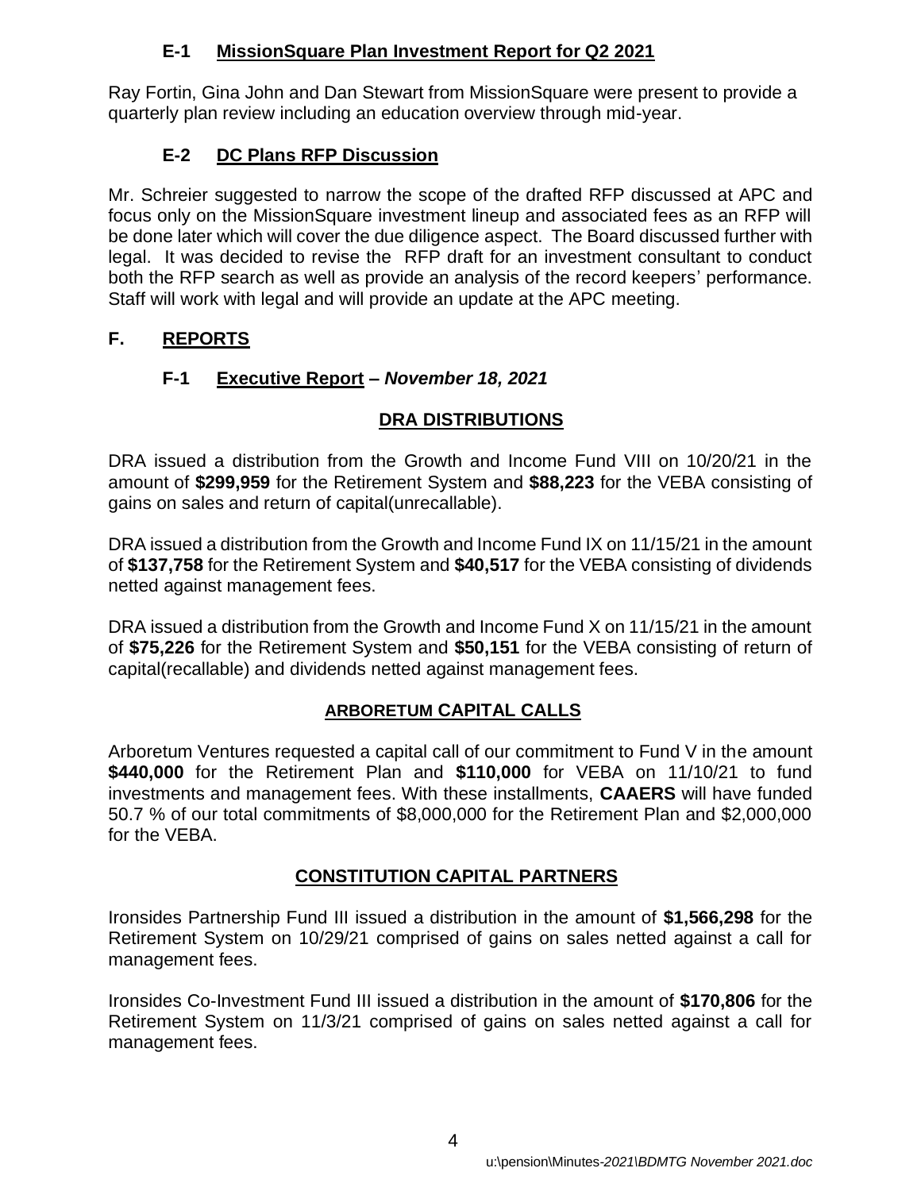### E-1 MissionSquare Plan Investment Report for Q2 2021

Ray Fortin, Gina John and Dan Stewart from MissionSquare were present to provide a quarterly plan review including an education overview through mid-year.

### E-2 DC Plans RFP Discussion

Mr. Schreier suggested to narrow the scope of the drafted RFP discussed at APC and focus only on the MissionSquare investment lineup and associated fees as an RFP will be done later which will cover the due diligence aspect. The Board discussed further with legal. It was decided to revise the RFP draft for an investment consultant to conduct both the RFP search as well as provide an analysis of the record keepers' performance. Staff will work with legal and will provide an update at the APC meeting.

## F. REPORTS

### F-1 Executive Report – *November 18, 2021*

#### DRA DISTRIBUTIONS

DRA issued a distribution from the Growth and Income Fund VIII on 10/20/21 in the amount of **$299,959** for the Retirement System and **$88,223** for the VEBA consisting of gains on sales and return of capital(unrecallable).

DRA issued a distribution from the Growth and Income Fund IX on 11/15/21 in the amount of **$137,758** for the Retirement System and **$40,517** for the VEBA consisting of dividends netted against management fees.

DRA issued a distribution from the Growth and Income Fund X on 11/15/21 in the amount of **$75,226** for the Retirement System and **$50,151** for the VEBA consisting of return of capital(recallable) and dividends netted against management fees.

#### ARBORETUM CAPITAL CALLS

Arboretum Ventures requested a capital call of our commitment to Fund V in the amount **$440,000** for the Retirement Plan and **$110,000** for VEBA on 11/10/21 to fund investments and management fees. With these installments, **CAAERS** will have funded 50.7 % of our total commitments of $8,000,000 for the Retirement Plan and $2,000,000 for the VEBA.

#### CONSTITUTION CAPITAL PARTNERS

Ironsides Partnership Fund III issued a distribution in the amount of **$1,566,298** for the Retirement System on 10/29/21 comprised of gains on sales netted against a call for management fees.

Ironsides Co-Investment Fund III issued a distribution in the amount of **$170,806** for the Retirement System on 11/3/21 comprised of gains on sales netted against a call for management fees.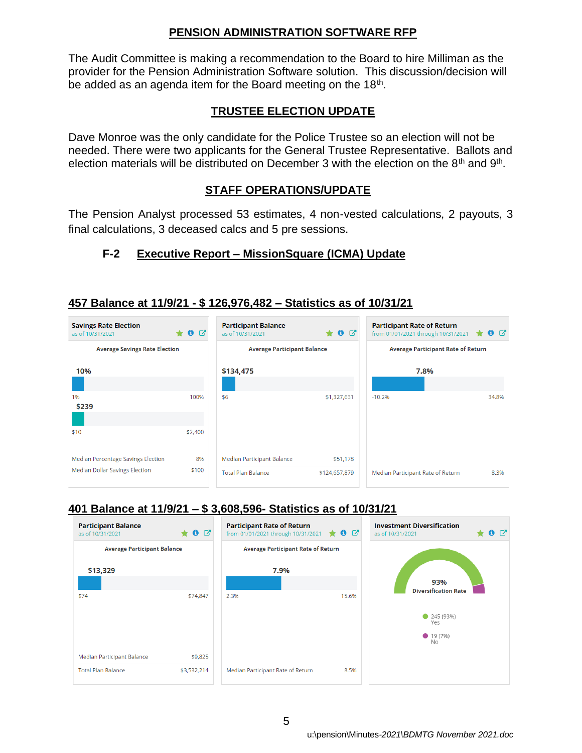## PENSION ADMINISTRATION SOFTWARE RFP

The Audit Committee is making a recommendation to the Board to hire Milliman as the provider for the Pension Administration Software solution. This discussion/decision will be added as an agenda item for the Board meeting on the 18th.

## TRUSTEE ELECTION UPDATE

Dave Monroe was the only candidate for the Police Trustee so an election will not be needed. There were two applicants for the General Trustee Representative. Ballots and election materials will be distributed on December 3 with the election on the 8th and 9th.

## STAFF OPERATIONS/UPDATE

The Pension Analyst processed 53 estimates, 4 non-vested calculations, 2 payouts, 3 final calculations, 3 deceased calcs and 5 pre sessions.

### F-2 Executive Report – MissionSquare (ICMA) Update

### 457 Balance at 11/9/21 - $ 126,976,482 – Statistics as of 10/31/21

**Savings Rate Election** (as of 10/31/2021)

Average Savings Rate Election

- 10% (range 1% – 100%)
- $239 (range $10 – $2,400)

| | |
|---|---|
| Median Percentage Savings Election | 8% |
| Median Dollar Savings Election | $100 |

**Participant Balance** (as of 10/31/2021)

Average Participant Balance

- $134,475 (range $6 – $1,327,631)

| | |
|---|---|
| Median Participant Balance | $51,178 |
| Total Plan Balance | $124,657,879 |

**Participant Rate of Return** (from 01/01/2021 through 10/31/2021)

Average Participant Rate of Return

- 7.8% (range -10.2% – 34.8%)

| | |
|---|---|
| Median Participant Rate of Return | 8.3% |

### 401 Balance at 11/9/21 – $ 3,608,596- Statistics as of 10/31/21

**Participant Balance** (as of 10/31/2021)

Average Participant Balance

- $13,329 (range $74 – $74,847)

| | |
|---|---|
| Median Participant Balance | $9,825 |
| Total Plan Balance | $3,532,214 |

**Participant Rate of Return** (from 01/01/2021 through 10/31/2021)

Average Participant Rate of Return

- 7.9% (range 2.3% – 15.6%)

| | |
|---|---|
| Median Participant Rate of Return | 8.5% |

**Investment Diversification** (as of 10/31/2021)

93% Diversification Rate

- 245 (93%) Yes
- 19 (7%) No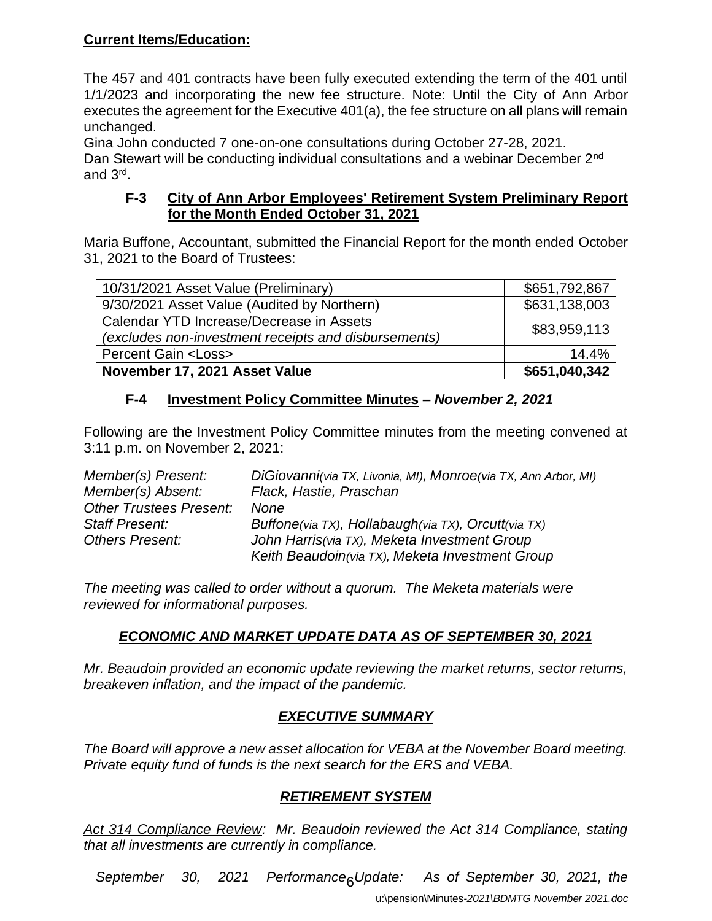**Current Items/Education:**

The 457 and 401 contracts have been fully executed extending the term of the 401 until 1/1/2023 and incorporating the new fee structure. Note: Until the City of Ann Arbor executes the agreement for the Executive 401(a), the fee structure on all plans will remain unchanged.

Gina John conducted 7 one-on-one consultations during October 27-28, 2021.

Dan Stewart will be conducting individual consultations and a webinar December 2nd and 3rd.

### F-3 City of Ann Arbor Employees' Retirement System Preliminary Report for the Month Ended October 31, 2021

Maria Buffone, Accountant, submitted the Financial Report for the month ended October 31, 2021 to the Board of Trustees:

| | |
|---|---|
| 10/31/2021 Asset Value (Preliminary) | $651,792,867 |
| 9/30/2021 Asset Value (Audited by Northern) | $631,138,003 |
| Calendar YTD Increase/Decrease in Assets *(excludes non-investment receipts and disbursements)* | $83,959,113 |
| Percent Gain <Loss> | 14.4% |
| **November 17, 2021 Asset Value** | **$651,040,342** |

### F-4 Investment Policy Committee Minutes – *November 2, 2021*

Following are the Investment Policy Committee minutes from the meeting convened at 3:11 p.m. on November 2, 2021:

| | |
|---|---|
| *Member(s) Present:* | *DiGiovanni(via TX, Livonia, MI), Monroe(via TX, Ann Arbor, MI)* |
| *Member(s) Absent:* | *Flack, Hastie, Praschan* |
| *Other Trustees Present:* | *None* |
| *Staff Present:* | *Buffone(via TX), Hollabaugh(via TX), Orcutt(via TX)* |
| *Others Present:* | *John Harris(via TX), Meketa Investment Group* |
| | *Keith Beaudoin(via TX), Meketa Investment Group* |

*The meeting was called to order without a quorum. The Meketa materials were reviewed for informational purposes.*

#### ***ECONOMIC AND MARKET UPDATE DATA AS OF SEPTEMBER 30, 2021***

*Mr. Beaudoin provided an economic update reviewing the market returns, sector returns, breakeven inflation, and the impact of the pandemic.*

#### ***EXECUTIVE SUMMARY***

*The Board will approve a new asset allocation for VEBA at the November Board meeting. Private equity fund of funds is the next search for the ERS and VEBA.*

#### ***RETIREMENT SYSTEM***

*Act 314 Compliance Review: Mr. Beaudoin reviewed the Act 314 Compliance, stating that all investments are currently in compliance.*

*September 30, 2021 Performance Update: As of September 30, 2021, the*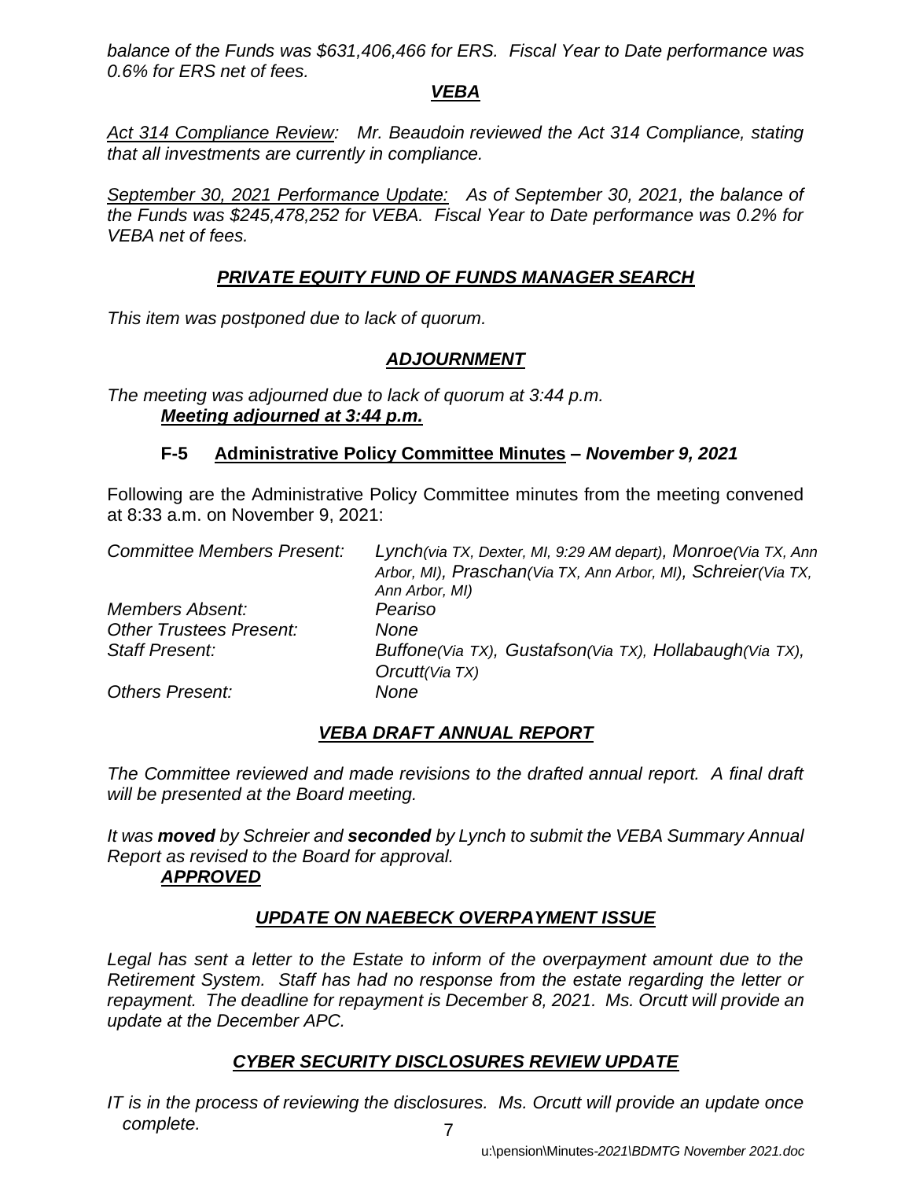*balance of the Funds was $631,406,466 for ERS. Fiscal Year to Date performance was 0.6% for ERS net of fees.*

***VEBA***

*Act 314 Compliance Review: Mr. Beaudoin reviewed the Act 314 Compliance, stating that all investments are currently in compliance.*

*September 30, 2021 Performance Update: As of September 30, 2021, the balance of the Funds was $245,478,252 for VEBA. Fiscal Year to Date performance was 0.2% for VEBA net of fees.*

***PRIVATE EQUITY FUND OF FUNDS MANAGER SEARCH***

*This item was postponed due to lack of quorum.*

***ADJOURNMENT***

*The meeting was adjourned due to lack of quorum at 3:44 p.m.*
***Meeting adjourned at 3:44 p.m.***

## F-5 Administrative Policy Committee Minutes – *November 9, 2021*

Following are the Administrative Policy Committee minutes from the meeting convened at 8:33 a.m. on November 9, 2021:

| | |
|---|---|
| *Committee Members Present:* | *Lynch(via TX, Dexter, MI, 9:29 AM depart), Monroe(Via TX, Ann Arbor, MI), Praschan(Via TX, Ann Arbor, MI), Schreier(Via TX, Ann Arbor, MI)* |
| *Members Absent:* | *Peariso* |
| *Other Trustees Present:* | *None* |
| *Staff Present:* | *Buffone(Via TX), Gustafson(Via TX), Hollabaugh(Via TX), Orcutt(Via TX)* |
| *Others Present:* | *None* |

***VEBA DRAFT ANNUAL REPORT***

*The Committee reviewed and made revisions to the drafted annual report. A final draft will be presented at the Board meeting.*

*It was **moved** by Schreier and **seconded** by Lynch to submit the VEBA Summary Annual Report as revised to the Board for approval.*
***APPROVED***

***UPDATE ON NAEBECK OVERPAYMENT ISSUE***

*Legal has sent a letter to the Estate to inform of the overpayment amount due to the Retirement System. Staff has had no response from the estate regarding the letter or repayment. The deadline for repayment is December 8, 2021. Ms. Orcutt will provide an update at the December APC.*

***CYBER SECURITY DISCLOSURES REVIEW UPDATE***

*IT is in the process of reviewing the disclosures. Ms. Orcutt will provide an update once complete.*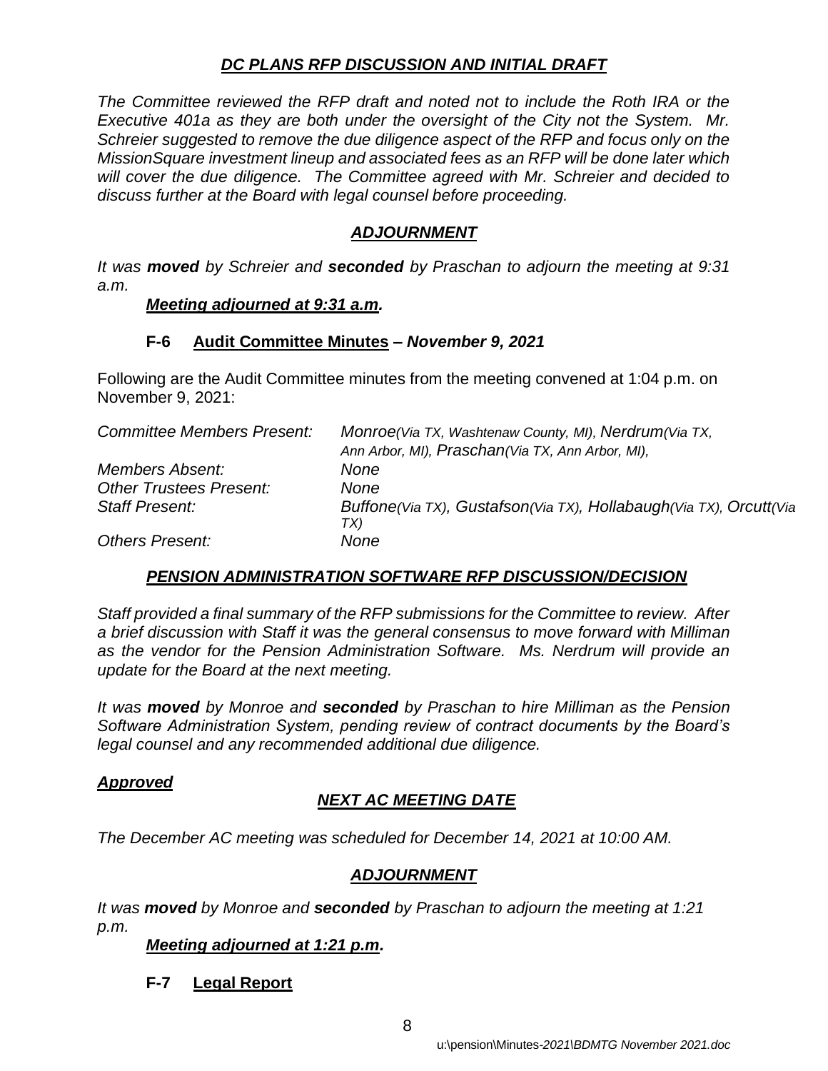### ***DC PLANS RFP DISCUSSION AND INITIAL DRAFT***

*The Committee reviewed the RFP draft and noted not to include the Roth IRA or the Executive 401a as they are both under the oversight of the City not the System. Mr. Schreier suggested to remove the due diligence aspect of the RFP and focus only on the MissionSquare investment lineup and associated fees as an RFP will be done later which will cover the due diligence. The Committee agreed with Mr. Schreier and decided to discuss further at the Board with legal counsel before proceeding.*

### ***ADJOURNMENT***

*It was **moved** by Schreier and **seconded** by Praschan to adjourn the meeting at 9:31 a.m.*

***Meeting adjourned at 9:31 a.m.***

### **F-6 Audit Committee Minutes** – *November 9, 2021*

Following are the Audit Committee minutes from the meeting convened at 1:04 p.m. on November 9, 2021:

| | |
|---|---|
| *Committee Members Present:* | *Monroe(Via TX, Washtenaw County, MI), Nerdrum(Via TX, Ann Arbor, MI), Praschan(Via TX, Ann Arbor, MI),* |
| *Members Absent:* | *None* |
| *Other Trustees Present:* | *None* |
| *Staff Present:* | *Buffone(Via TX), Gustafson(Via TX), Hollabaugh(Via TX), Orcutt(Via TX)* |
| *Others Present:* | *None* |

### ***PENSION ADMINISTRATION SOFTWARE RFP DISCUSSION/DECISION***

*Staff provided a final summary of the RFP submissions for the Committee to review. After a brief discussion with Staff it was the general consensus to move forward with Milliman as the vendor for the Pension Administration Software. Ms. Nerdrum will provide an update for the Board at the next meeting.*

*It was **moved** by Monroe and **seconded** by Praschan to hire Milliman as the Pension Software Administration System, pending review of contract documents by the Board's legal counsel and any recommended additional due diligence.*

***Approved***

### ***NEXT AC MEETING DATE***

*The December AC meeting was scheduled for December 14, 2021 at 10:00 AM.*

### ***ADJOURNMENT***

*It was **moved** by Monroe and **seconded** by Praschan to adjourn the meeting at 1:21 p.m.*

***Meeting adjourned at 1:21 p.m.***

### **F-7 Legal Report**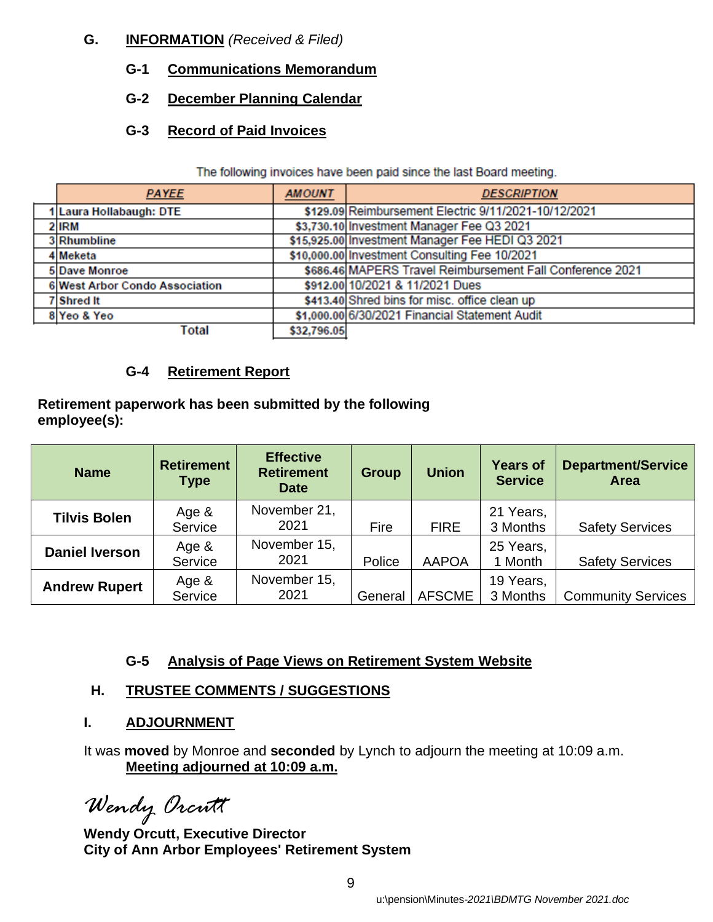## G. INFORMATION *(Received & Filed)*

### G-1 Communications Memorandum

### G-2 December Planning Calendar

### G-3 Record of Paid Invoices

The following invoices have been paid since the last Board meeting.

| | PAYEE | AMOUNT | DESCRIPTION |
|---|---|---|---|
| 1 | Laura Hollabaugh: DTE | $129.09 | Reimbursement Electric 9/11/2021-10/12/2021 |
| 2 | IRM | $3,730.10 | Investment Manager Fee Q3 2021 |
| 3 | Rhumbline | $15,925.00 | Investment Manager Fee HEDI Q3 2021 |
| 4 | Meketa | $10,000.00 | Investment Consulting Fee 10/2021 |
| 5 | Dave Monroe | $686.46 | MAPERS Travel Reimbursement Fall Conference 2021 |
| 6 | West Arbor Condo Association | $912.00 | 10/2021 & 11/2021 Dues |
| 7 | Shred It | $413.40 | Shred bins for misc. office clean up |
| 8 | Yeo & Yeo | $1,000.00 | 6/30/2021 Financial Statement Audit |
| | Total | $32,796.05 | |

### G-4 Retirement Report

**Retirement paperwork has been submitted by the following employee(s):**

| Name | Retirement Type | Effective Retirement Date | Group | Union | Years of Service | Department/Service Area |
|---|---|---|---|---|---|---|
| **Tilvis Bolen** | Age & Service | November 21, 2021 | Fire | FIRE | 21 Years, 3 Months | Safety Services |
| **Daniel Iverson** | Age & Service | November 15, 2021 | Police | AAPOA | 25 Years, 1 Month | Safety Services |
| **Andrew Rupert** | Age & Service | November 15, 2021 | General | AFSCME | 19 Years, 3 Months | Community Services |

### G-5 Analysis of Page Views on Retirement System Website

## H. TRUSTEE COMMENTS / SUGGESTIONS

## I. ADJOURNMENT

It was **moved** by Monroe and **seconded** by Lynch to adjourn the meeting at 10:09 a.m.
**Meeting adjourned at 10:09 a.m.**

*Wendy Orcutt*

**Wendy Orcutt, Executive Director**
**City of Ann Arbor Employees' Retirement System**

u:\pension\Minutes-*2021\BDMTG November 2021.doc*